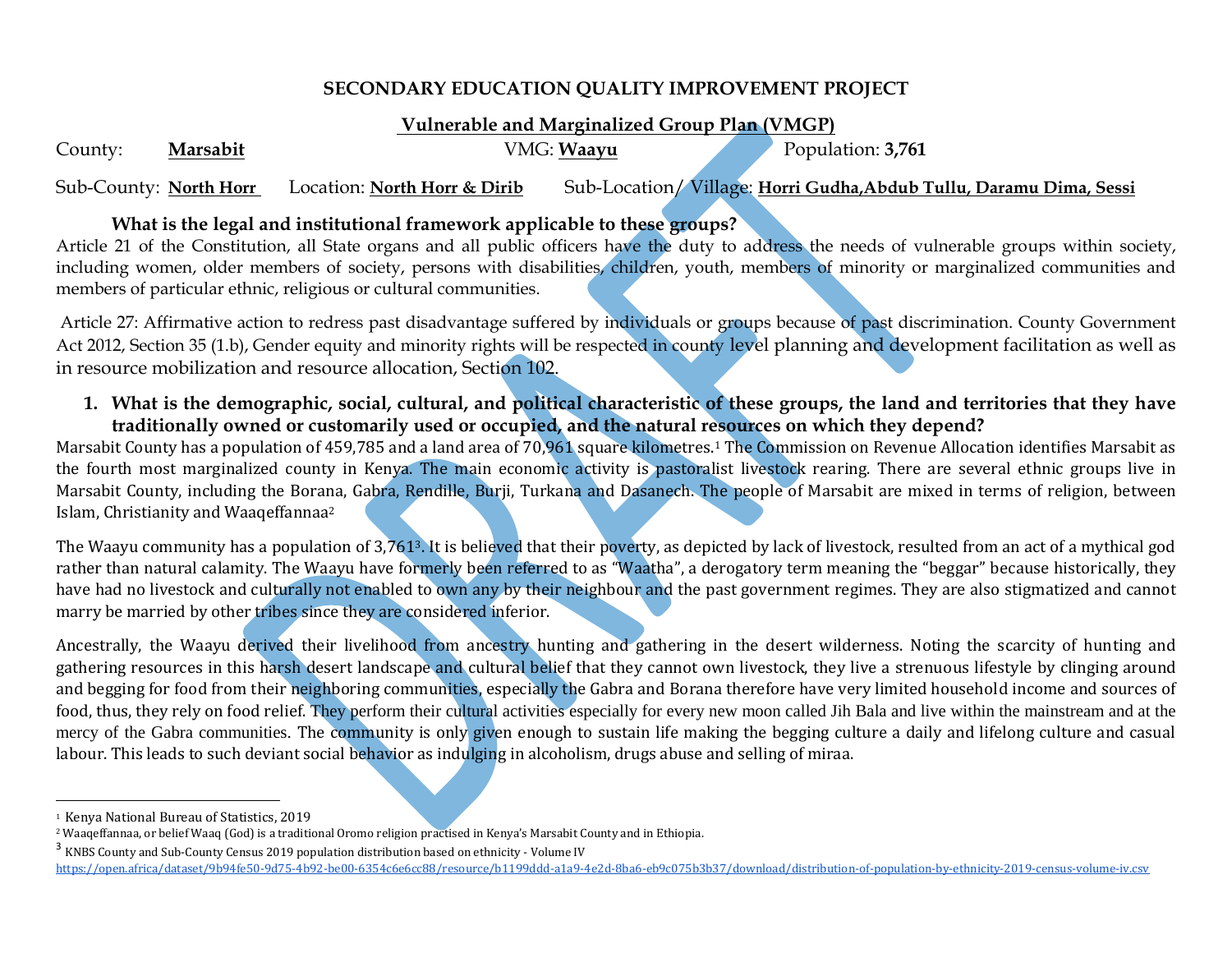# SECONDARY EDUCATION QUALITY IMPROVEMENT PROJECT

## Vulnerable and Marginalized Group Plan (VMGP)

County: **Marsabit** VMG: **Waayu** Population: **3,761**

Sub-County: **North Horr** Location: **North Horr & Dirib** Sub-Location/ Village: **Horri Gudha,Abdub Tullu, Daramu Dima, Sessi**

### What is the legal and institutional framework applicable to these groups?

Article 21 of the Constitution, all State organs and all public officers have the duty to address the needs of vulnerable groups within society, including women, older members of society, persons with disabilities, children, youth, members of minority or marginalized communities and members of particular ethnic, religious or cultural communities.

Article 27: Affirmative action to redress past disadvantage suffered by individuals or groups because of past discrimination. County Government Act 2012, Section 35 (1.b), Gender equity and minority rights will be respected in county level planning and development facilitation as well as in resource mobilization and resource allocation, Section 102.

### 1. What is the demographic, social, cultural, and political characteristic of these groups, the land and territories that they have traditionally owned or customarily used or occupied, and the natural resources on which they depend?

Marsabit County has a population of 459,785 and a land area of 70,961 square kilometres.[1] The Commission on Revenue Allocation identifies Marsabit as the fourth most marginalized county in Kenya. The main economic activity is pastoralist livestock rearing. There are several ethnic groups live in Marsabit County, including the Borana, Gabra, Rendille, Burji, Turkana and Dasanech. The people of Marsabit are mixed in terms of religion, between Islam, Christianity and Waaqeffannaa[2]

The Waayu community has a population of 3,761[3]. It is believed that their poverty, as depicted by lack of livestock, resulted from an act of a mythical god rather than natural calamity. The Waayu have formerly been referred to as "Waatha", a derogatory term meaning the "beggar" because historically, they have had no livestock and culturally not enabled to own any by their neighbour and the past government regimes. They are also stigmatized and cannot marry be married by other tribes since they are considered inferior.

Ancestrally, the Waayu derived their livelihood from ancestry hunting and gathering in the desert wilderness. Noting the scarcity of hunting and gathering resources in this harsh desert landscape and cultural belief that they cannot own livestock, they live a strenuous lifestyle by clinging around and begging for food from their neighboring communities, especially the Gabra and Borana therefore have very limited household income and sources of food, thus, they rely on food relief. They perform their cultural activities especially for every new moon called Jih Bala and live within the mainstream and at the mercy of the Gabra communities. The community is only given enough to sustain life making the begging culture a daily and lifelong culture and casual labour. This leads to such deviant social behavior as indulging in alcoholism, drugs abuse and selling of miraa.

---

[1] Kenya National Bureau of Statistics, 2019

[2] Waaqeffannaa, or belief Waaq (God) is a traditional Oromo religion practised in Kenya's Marsabit County and in Ethiopia.

[3] KNBS County and Sub-County Census 2019 population distribution based on ethnicity - Volume IV https://open.africa/dataset/9b94fe50-9d75-4b92-be00-6354c6e6cc88/resource/b1199ddd-a1a9-4e2d-8ba6-eb9c075b3b37/download/distribution-of-population-by-ethnicity-2019-census-volume-iv.csv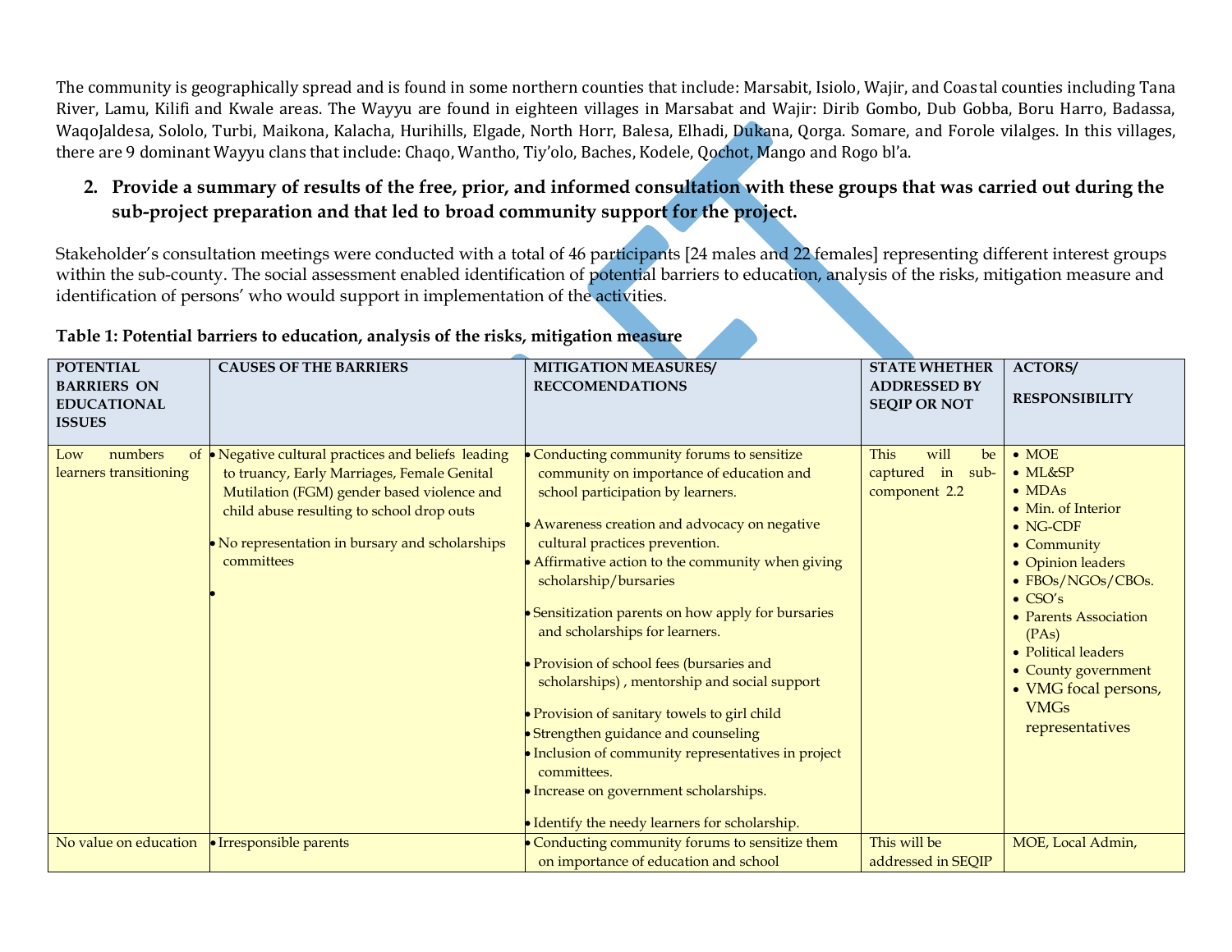The community is geographically spread and is found in some northern counties that include: Marsabit, Isiolo, Wajir, and Coastal counties including Tana River, Lamu, Kilifi and Kwale areas. The Wayyu are found in eighteen villages in Marsabat and Wajir: Dirib Gombo, Dub Gobba, Boru Harro, Badassa, WaqoJaldesa, Sololo, Turbi, Maikona, Kalacha, Hurihills, Elgade, North Horr, Balesa, Elhadi, Dukana, Qorga. Somare, and Forole vilalges. In this villages, there are 9 dominant Wayyu clans that include: Chaqo, Wantho, Tiy'olo, Baches, Kodele, Qochot, Mango and Rogo bl'a.

2. **Provide a summary of results of the free, prior, and informed consultation with these groups that was carried out during the sub-project preparation and that led to broad community support for the project.**

Stakeholder's consultation meetings were conducted with a total of 46 participants [24 males and 22 females] representing different interest groups within the sub-county. The social assessment enabled identification of potential barriers to education, analysis of the risks, mitigation measure and identification of persons' who would support in implementation of the activities.

**Table 1: Potential barriers to education, analysis of the risks, mitigation measure**

| POTENTIAL BARRIERS ON EDUCATIONAL ISSUES | CAUSES OF THE BARRIERS | MITIGATION MEASURES/ RECCOMENDATIONS | STATE WHETHER ADDRESSED BY SEQIP OR NOT | ACTORS/ RESPONSIBILITY |
|---|---|---|---|---|
| Low numbers of learners transitioning | • Negative cultural practices and beliefs leading to truancy, Early Marriages, Female Genital Mutilation (FGM) gender based violence and child abuse resulting to school drop outs<br>• No representation in bursary and scholarships committees<br>• | • Conducting community forums to sensitize community on importance of education and school participation by learners.<br>• Awareness creation and advocacy on negative cultural practices prevention.<br>• Affirmative action to the community when giving scholarship/bursaries<br>• Sensitization parents on how apply for bursaries and scholarships for learners.<br>• Provision of school fees (bursaries and scholarships) , mentorship and social support<br>• Provision of sanitary towels to girl child<br>• Strengthen guidance and counseling<br>• Inclusion of community representatives in project committees.<br>• Increase on government scholarships.<br>• Identify the needy learners for scholarship. | This will be captured in sub-component 2.2 | • MOE<br>• ML&SP<br>• MDAs<br>• Min. of Interior<br>• NG-CDF<br>• Community<br>• Opinion leaders<br>• FBOs/NGOs/CBOs.<br>• CSO's<br>• Parents Association (PAs)<br>• Political leaders<br>• County government<br>• VMG focal persons, VMGs representatives |
| No value on education | • Irresponsible parents | • Conducting community forums to sensitize them on importance of education and school | This will be addressed in SEQIP | MOE, Local Admin, |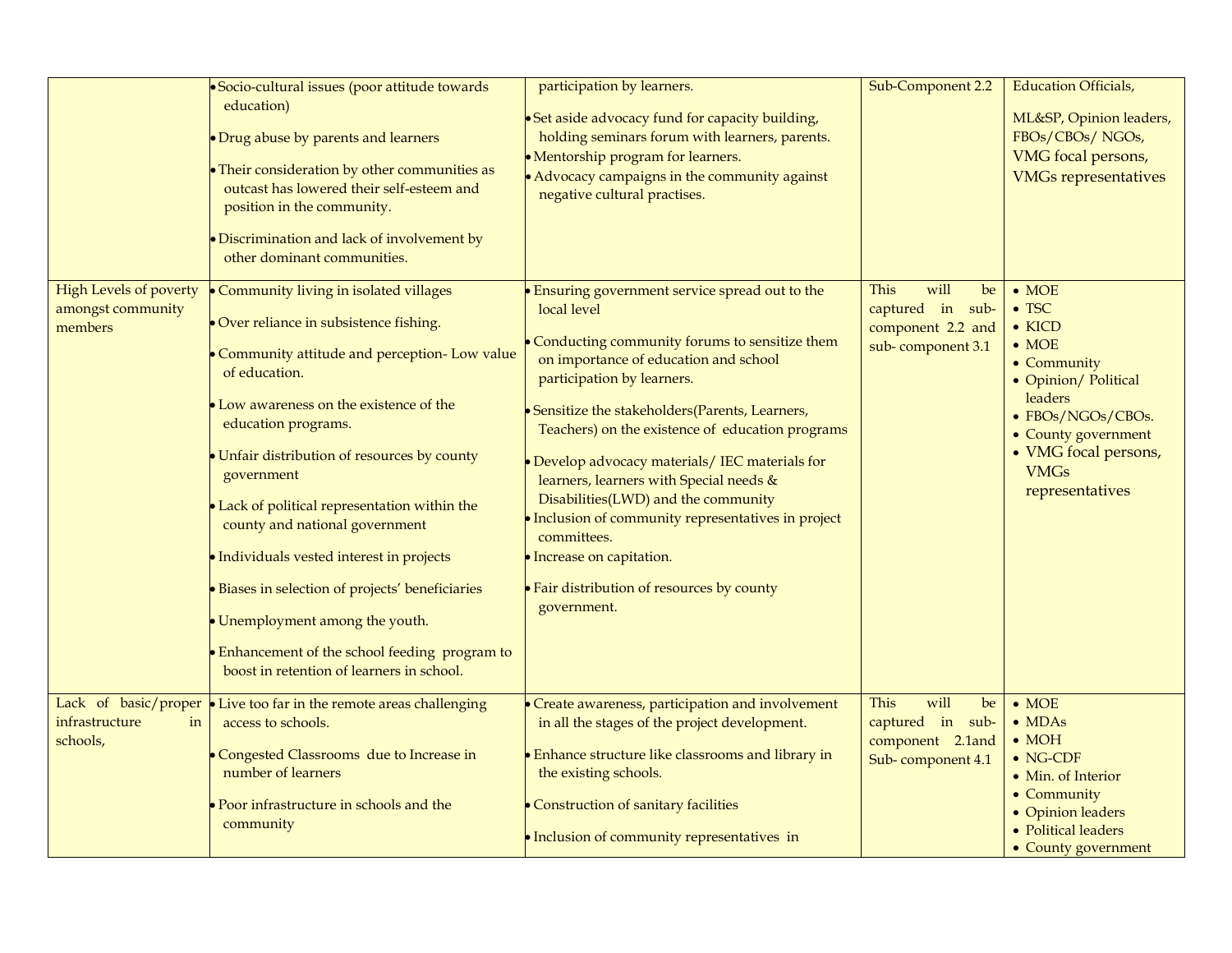| | | | | |
|---|---|---|---|---|
| | • Socio-cultural issues (poor attitude towards education)<br>• Drug abuse by parents and learners<br>• Their consideration by other communities as outcast has lowered their self-esteem and position in the community.<br>• Discrimination and lack of involvement by other dominant communities. | participation by learners.<br>• Set aside advocacy fund for capacity building, holding seminars forum with learners, parents.<br>• Mentorship program for learners.<br>• Advocacy campaigns in the community against negative cultural practises. | Sub-Component 2.2 | Education Officials,<br>ML&SP, Opinion leaders, FBOs/CBOs/ NGOs, VMG focal persons, VMGs representatives |
| High Levels of poverty amongst community members | • Community living in isolated villages<br>• Over reliance in subsistence fishing.<br>• Community attitude and perception- Low value of education.<br>• Low awareness on the existence of the education programs.<br>• Unfair distribution of resources by county government<br>• Lack of political representation within the county and national government<br>• Individuals vested interest in projects<br>• Biases in selection of projects' beneficiaries<br>• Unemployment among the youth.<br>• Enhancement of the school feeding program to boost in retention of learners in school. | • Ensuring government service spread out to the local level<br>• Conducting community forums to sensitize them on importance of education and school participation by learners.<br>• Sensitize the stakeholders(Parents, Learners, Teachers) on the existence of education programs<br>• Develop advocacy materials/ IEC materials for learners, learners with Special needs & Disabilities(LWD) and the community<br>• Inclusion of community representatives in project committees.<br>• Increase on capitation.<br>• Fair distribution of resources by county government. | This will be captured in sub-component 2.2 and sub- component 3.1 | • MOE<br>• TSC<br>• KICD<br>• MOE<br>• Community<br>• Opinion/ Political leaders<br>• FBOs/NGOs/CBOs.<br>• County government<br>• VMG focal persons, VMGs representatives |
| Lack of basic/proper infrastructure in schools, | • Live too far in the remote areas challenging access to schools.<br>• Congested Classrooms due to Increase in number of learners<br>• Poor infrastructure in schools and the community | • Create awareness, participation and involvement in all the stages of the project development.<br>• Enhance structure like classrooms and library in the existing schools.<br>• Construction of sanitary facilities<br>• Inclusion of community representatives in | This will be captured in sub-component 2.1and Sub- component 4.1 | • MOE<br>• MDAs<br>• MOH<br>• NG-CDF<br>• Min. of Interior<br>• Community<br>• Opinion leaders<br>• Political leaders<br>• County government |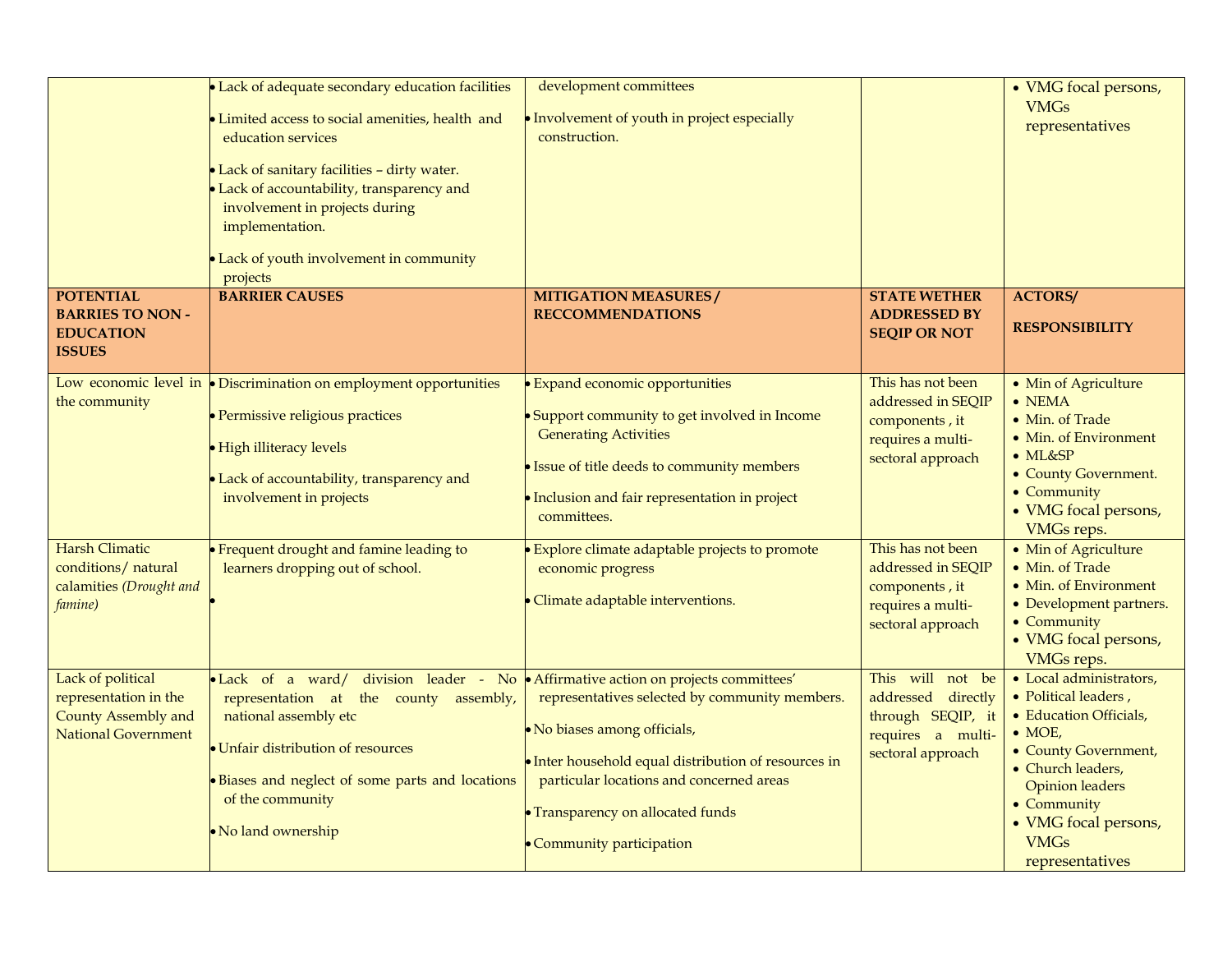| | | | | |
|---|---|---|---|---|
| | • Lack of adequate secondary education facilities<br>• Limited access to social amenities, health and education services<br>• Lack of sanitary facilities – dirty water.<br>• Lack of accountability, transparency and involvement in projects during implementation.<br>• Lack of youth involvement in community projects | development committees<br>• Involvement of youth in project especially construction. | | • VMG focal persons, VMGs representatives |
| **POTENTIAL BARRIES TO NON - EDUCATION ISSUES** | **BARRIER CAUSES** | **MITIGATION MEASURES / RECCOMMENDATIONS** | **STATE WETHER ADDRESSED BY SEQIP OR NOT** | **ACTORS/ RESPONSIBILITY** |
| Low economic level in the community | • Discrimination on employment opportunities<br>• Permissive religious practices<br>• High illiteracy levels<br>• Lack of accountability, transparency and involvement in projects | • Expand economic opportunities<br>• Support community to get involved in Income Generating Activities<br>• Issue of title deeds to community members<br>• Inclusion and fair representation in project committees. | This has not been addressed in SEQIP components , it requires a multi-sectoral approach | • Min of Agriculture<br>• NEMA<br>• Min. of Trade<br>• Min. of Environment<br>• ML&SP<br>• County Government.<br>• Community<br>• VMG focal persons, VMGs reps. |
| Harsh Climatic conditions/ natural calamities *(Drought and famine)* | • Frequent drought and famine leading to learners dropping out of school.<br>• | • Explore climate adaptable projects to promote economic progress<br>• Climate adaptable interventions. | This has not been addressed in SEQIP components , it requires a multi-sectoral approach | • Min of Agriculture<br>• Min. of Trade<br>• Min. of Environment<br>• Development partners.<br>• Community<br>• VMG focal persons, VMGs reps. |
| Lack of political representation in the County Assembly and National Government | • Lack of a ward/ division leader - No representation at the county assembly, national assembly etc<br>• Unfair distribution of resources<br>• Biases and neglect of some parts and locations of the community<br>• No land ownership | • Affirmative action on projects committees' representatives selected by community members.<br>• No biases among officials,<br>• Inter household equal distribution of resources in particular locations and concerned areas<br>• Transparency on allocated funds<br>• Community participation | This will not be addressed directly through SEQIP, it requires a multi-sectoral approach | • Local administrators,<br>• Political leaders ,<br>• Education Officials,<br>• MOE,<br>• County Government,<br>• Church leaders, Opinion leaders<br>• Community<br>• VMG focal persons, VMGs representatives |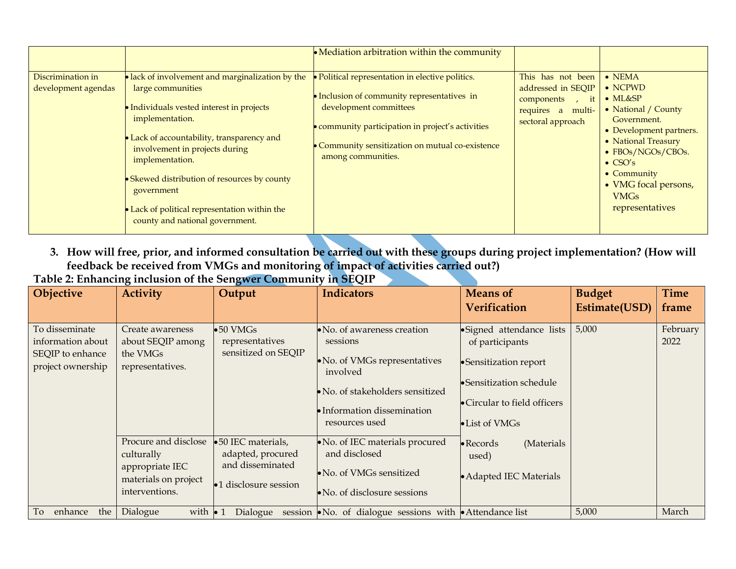| | | | | |
|---|---|---|---|---|
| | | • Mediation arbitration within the community | | |
| Discrimination in development agendas | • lack of involvement and marginalization by the large communities<br>• Individuals vested interest in projects implementation.<br>• Lack of accountability, transparency and involvement in projects during implementation.<br>• Skewed distribution of resources by county government<br>• Lack of political representation within the county and national government. | • Political representation in elective politics.<br>• Inclusion of community representatives in development committees<br>• community participation in project's activities<br>• Community sensitization on mutual co-existence among communities. | This has not been addressed in SEQIP components , it requires a multi-sectoral approach | • NEMA<br>• NCPWD<br>• ML&SP<br>• National / County Government.<br>• Development partners.<br>• National Treasury<br>• FBOs/NGOs/CBOs.<br>• CSO's<br>• Community<br>• VMG focal persons, VMGs representatives |

3. **How will free, prior, and informed consultation be carried out with these groups during project implementation? (How will feedback be received from VMGs and monitoring of impact of activities carried out?)**

**Table 2: Enhancing inclusion of the Sengwer Community in SEQIP**

| Objective | Activity | Output | Indicators | Means of Verification | Budget Estimate(USD) | Time frame |
|---|---|---|---|---|---|---|
| To disseminate information about SEQIP to enhance project ownership | Create awareness about SEQIP among the VMGs representatives. | • 50 VMGs representatives sensitized on SEQIP | • No. of awareness creation sessions<br>• No. of VMGs representatives involved<br>• No. of stakeholders sensitized<br>• Information dissemination resources used | • Signed attendance lists of participants<br>• Sensitization report<br>• Sensitization schedule<br>• Circular to field officers<br>• List of VMGs<br>• Records (Materials used)<br>• Adapted IEC Materials | 5,000 | February 2022 |
| | Procure and disclose culturally appropriate IEC materials on project interventions. | • 50 IEC materials, adapted, procured and disseminated<br>• 1 disclosure session | • No. of IEC materials procured and disclosed<br>• No. of VMGs sensitized<br>• No. of disclosure sessions | | | |
| To enhance the | Dialogue with | • 1 Dialogue session | • No. of dialogue sessions with | • Attendance list | 5,000 | March |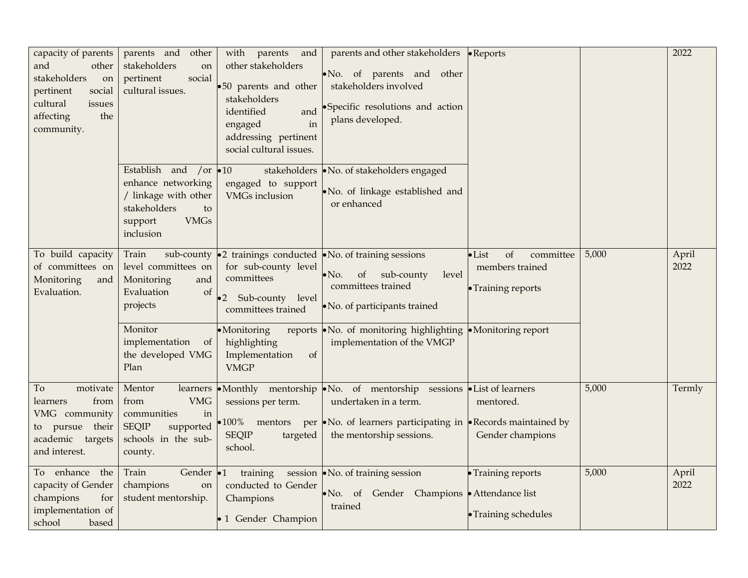| | | | | | | |
|---|---|---|---|---|---|---|
| capacity of parents and other stakeholders on pertinent social cultural issues affecting the community. | parents and other stakeholders on pertinent social cultural issues. | with parents and other stakeholders<br>• 50 parents and other stakeholders identified and engaged in addressing pertinent social cultural issues. | parents and other stakeholders<br>• No. of parents and other stakeholders involved<br>• Specific resolutions and action plans developed. | • Reports | | 2022 |
| | Establish and /or enhance networking / linkage with other stakeholders to support VMGs inclusion | • 10 stakeholders engaged to support VMGs inclusion | • No. of stakeholders engaged<br>• No. of linkage established and or enhanced | | | |
| To build capacity of committees on Monitoring and Evaluation. | Train sub-county level committees on Monitoring and Evaluation of projects | • 2 trainings conducted for sub-county level committees<br>• 2 Sub-county level committees trained | • No. of training sessions<br>• No. of sub-county level committees trained<br>• No. of participants trained | • List of committee members trained<br>• Training reports | 5,000 | April 2022 |
| | Monitor implementation of the developed VMG Plan | • Monitoring reports highlighting Implementation of VMGP | • No. of monitoring highlighting implementation of the VMGP | • Monitoring report | | |
| To motivate learners from VMG community to pursue their academic targets and interest. | Mentor learners from VMG communities in SEQIP supported schools in the sub-county. | • Monthly mentorship sessions per term.<br>• 100% mentors per SEQIP targeted school. | • No. of mentorship sessions undertaken in a term.<br>• No. of learners participating in the mentorship sessions. | • List of learners mentored.<br>• Records maintained by Gender champions | 5,000 | Termly |
| To enhance the capacity of Gender champions for implementation of school based | Train Gender champions on student mentorship. | • 1 training session conducted to Gender Champions<br>• 1 Gender Champion | • No. of training session<br>• No. of Gender Champions trained | • Training reports<br>• Attendance list<br>• Training schedules | 5,000 | April 2022 |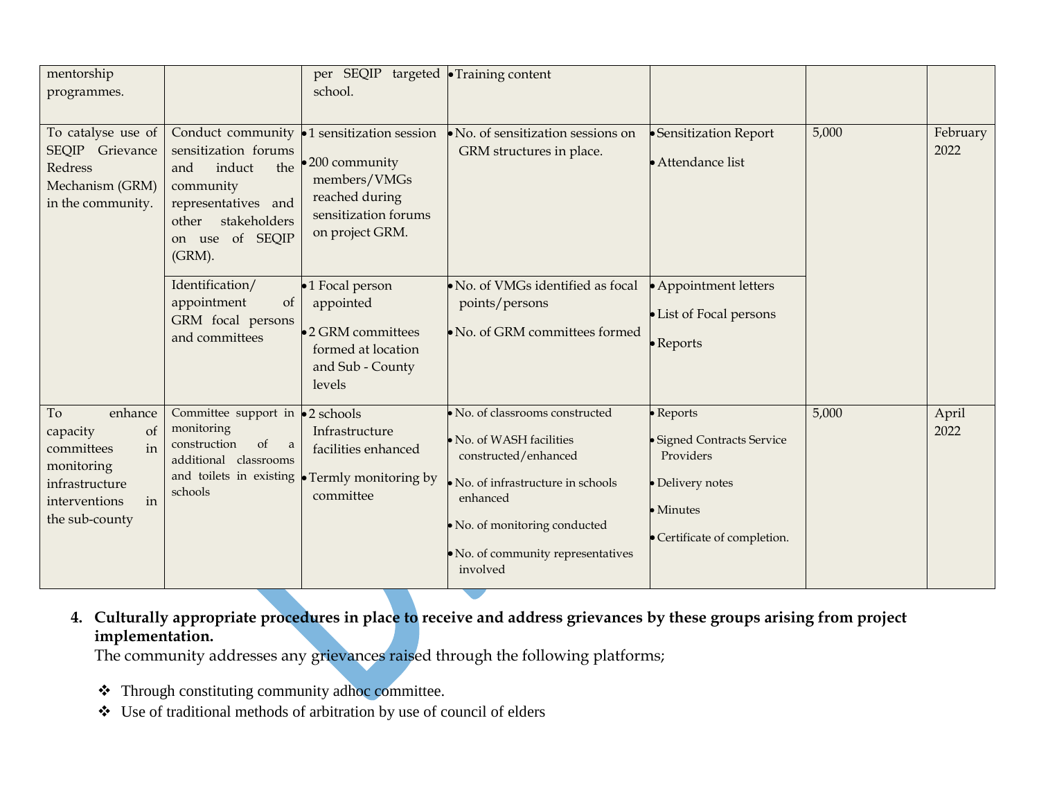| | | | | | | |
|---|---|---|---|---|---|---|
| mentorship programmes. | | per SEQIP targeted school. | • Training content | | | |
| To catalyse use of SEQIP Grievance Redress Mechanism (GRM) in the community. | Conduct community sensitization forums and induct the community representatives and other stakeholders on use of SEQIP (GRM). | • 1 sensitization session<br>• 200 community members/VMGs reached during sensitization forums on project GRM. | • No. of sensitization sessions on GRM structures in place. | • Sensitization Report<br>• Attendance list | 5,000 | February 2022 |
| | Identification/ appointment of GRM focal persons and committees | • 1 Focal person appointed<br>• 2 GRM committees formed at location and Sub - County levels | • No. of VMGs identified as focal points/persons<br>• No. of GRM committees formed | • Appointment letters<br>• List of Focal persons<br>• Reports | | |
| To enhance capacity of committees in monitoring infrastructure interventions in the sub-county | Committee support in monitoring construction of a additional classrooms and toilets in existing schools | • 2 schools Infrastructure facilities enhanced<br>• Termly monitoring by committee | • No. of classrooms constructed<br>• No. of WASH facilities constructed/enhanced<br>• No. of infrastructure in schools enhanced<br>• No. of monitoring conducted<br>• No. of community representatives involved | • Reports<br>• Signed Contracts Service Providers<br>• Delivery notes<br>• Minutes<br>• Certificate of completion. | 5,000 | April 2022 |

4. **Culturally appropriate procedures in place to receive and address grievances by these groups arising from project implementation.**

   The community addresses any grievances raised through the following platforms;

- Through constituting community adhoc committee.
- Use of traditional methods of arbitration by use of council of elders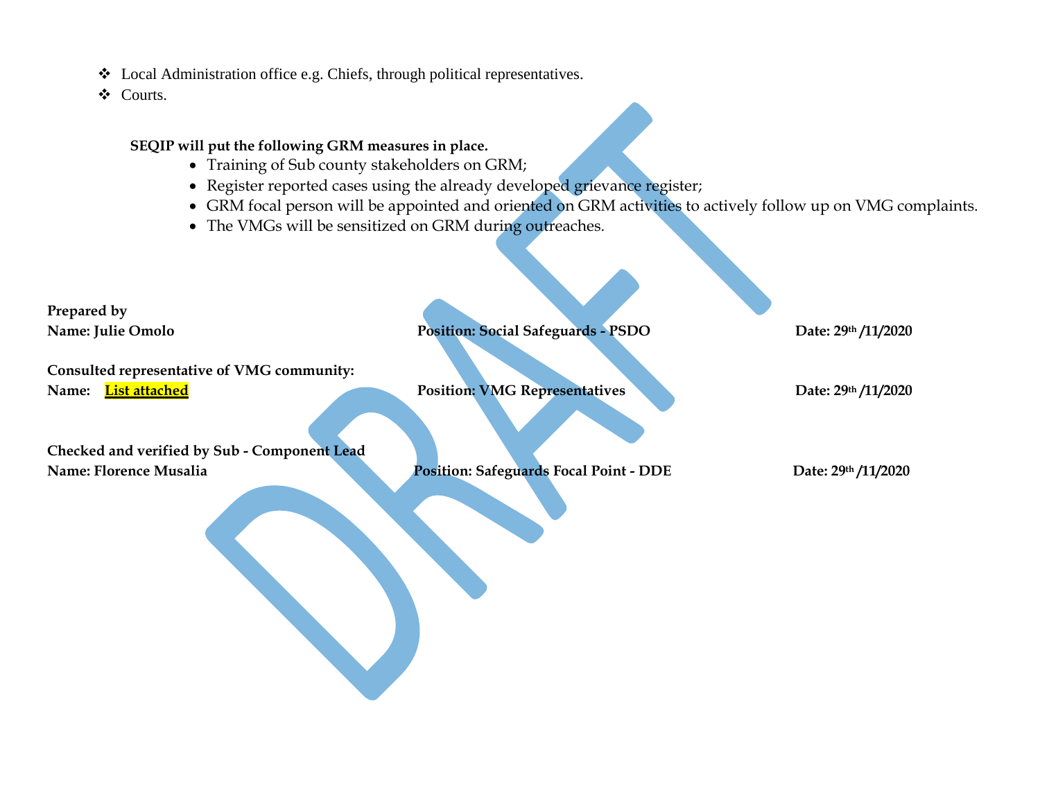- Local Administration office e.g. Chiefs, through political representatives.
- Courts.

**SEQIP will put the following GRM measures in place.**

- Training of Sub county stakeholders on GRM;
- Register reported cases using the already developed grievance register;
- GRM focal person will be appointed and oriented on GRM activities to actively follow up on VMG complaints.
- The VMGs will be sensitized on GRM during outreaches.

**Prepared by**

| **Name: Julie Omolo** | **Position: Social Safeguards - PSDO** | **Date: 29th /11/2020** |
|---|---|---|

**Consulted representative of VMG community:**

| **Name: List attached** | **Position: VMG Representatives** | **Date: 29th /11/2020** |
|---|---|---|

**Checked and verified by Sub - Component Lead**

| **Name: Florence Musalia** | **Position: Safeguards Focal Point - DDE** | **Date: 29th /11/2020** |
|---|---|---|

DRAFT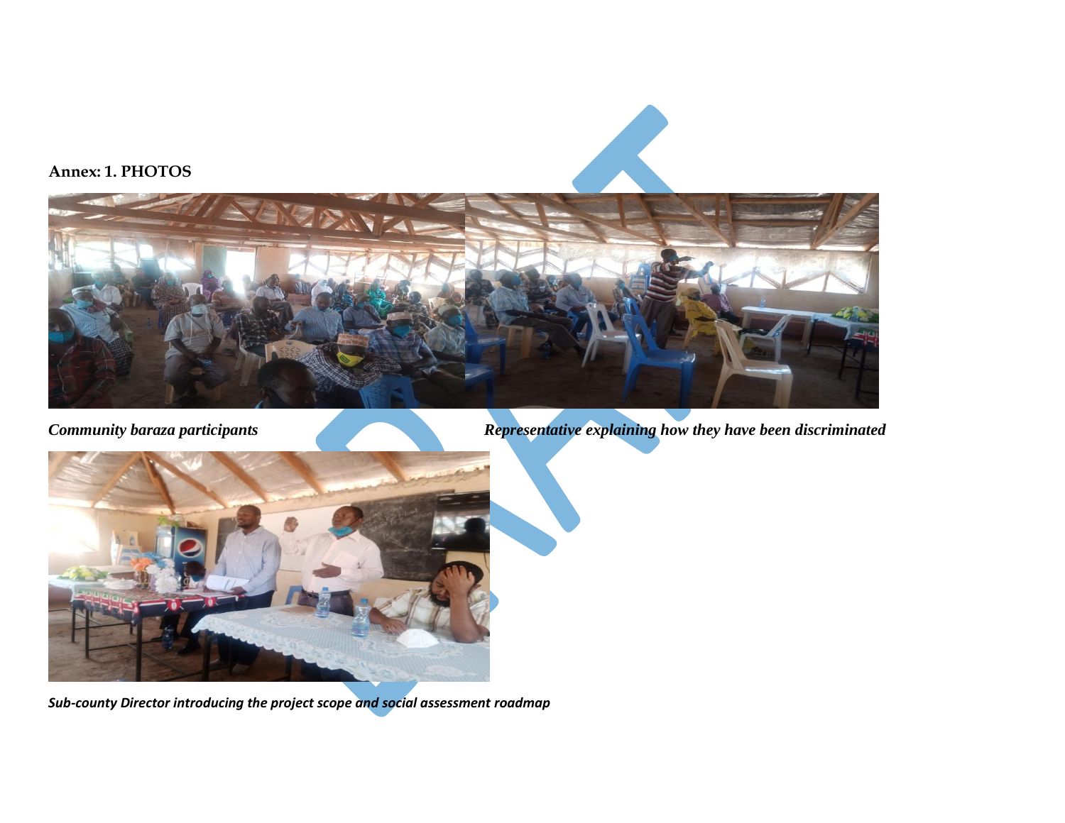**Annex: 1. PHOTOS**

*Community baraza participants*

*Representative explaining how they have been discriminated*

*Sub-county Director introducing the project scope and social assessment roadmap*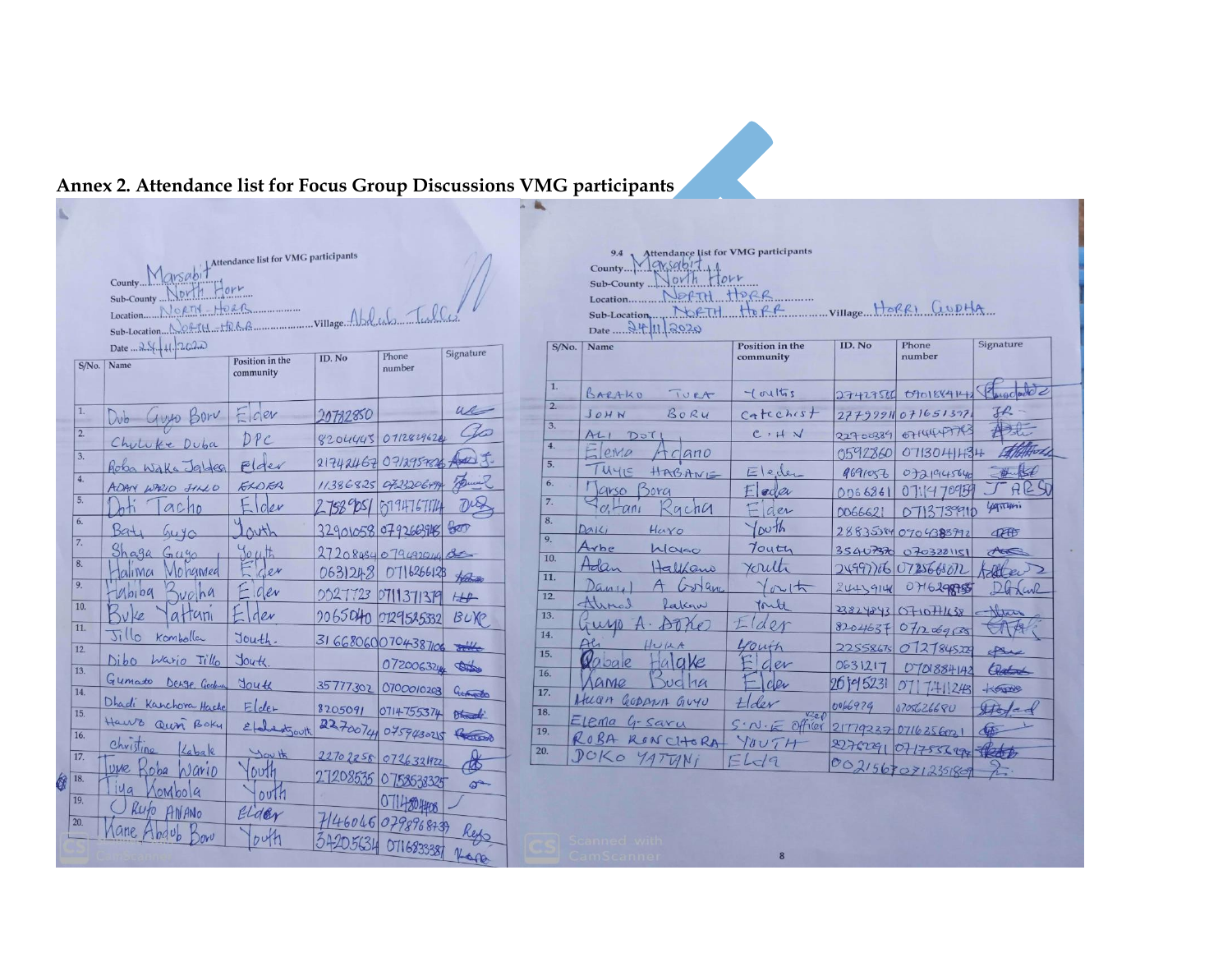**Annex 2. Attendance list for Focus Group Discussions VMG participants**

Attendance list for VMG participants

County: Marsabit
Sub-County: North Horr
Location: NORTH HORR
Sub-Location: NORTH HORR
Village: Abdub Tullu
Date: 24/11/2020

| S/No. | Name | Position in the community | ID. No | Phone number | Signature |
|---|---|---|---|---|---|
| 1. | Dub Guyo Boru | Elder | 20782850 | | |
| 2. | Chuluke Duba | DPC | 8204443 | 0712824624 | |
| 3. | Roba Waka Jaldesa | Elder | 21742467 | 0712957826 | |
| 4. | ADAN WARIO JILLO | ELDER | 11386825 | 0723206499 | |
| 5. | Doti Tacho | Elder | 27589051 | 0794767174 | |
| 6. | Batu Guyo | Youth | 32901058 | 0792663945 | |
| 7. | Shaga Guyo | Youth | 27208454 | 0794920144 | |
| 8. | Halima Mohamed | Elder | 0631248 | 0716266128 | |
| 9. | Habiba Budha | Elder | 0927723 | 0711371379 | |
| 10. | Buke Yattani | Elder | 20650401 | 0729525332 | BUKE |
| 11. | Jillo Komballa | Youth | 31668060 | 0704387106 | |
| 12. | Dibo Wario Tillo | Youth | | 0720063244 | |
| 13. | Gumato Denge Godana | Youth | 35777302 | 0700010203 | |
| 14. | Dhadi Kanchora Hache | Elder | 8205091 | 0714755374 | |
| 15. | Hawo Qoni Boku | Elder/Youth | 22700744 | 0759430215 | |
| 16. | Christine Kabale | Youth | 22702255 | 0726324722 | |
| 17. | Tume Roba Wario | Youth | 27208635 | 0758538325 | |
| 18. | Tiya Kombola | Youth | | 0714804408 | |
| 19. | Rufo Anano | Elder | 7146046 | 0798968739 | Rufo |
| 20. | Kane Abdub Boru | Youth | 34205634 | 0716833587 | Kane |

9.4 Attendance list for VMG participants

County: Marsabit
Sub-County: North Horr
Location: NORTH HORR
Sub-Location: NORTH HORR
Village: HORRI GUDHA
Date: 24/11/2020

| S/No. | Name | Position in the community | ID. No | Phone number | Signature |
|---|---|---|---|---|---|
| 1. | BARAKO TURA | Youths | 27427520 | 0701884142 | |
| 2. | JOHN BORU | Catechist | 27799911 | 0716513971 | JR |
| 3. | ALI DOTI | C.H.V | 22700389 | 0714447743 | |
| 4. | Elema Adano | | 0592860 | 0713041434 | |
| 5. | TUYIE HABANE | Elder | 9691056 | 0721945646 | |
| 6. | Jarso Bora | Elder | 0066861 | 0711470959 | J ARSO |
| 7. | Yattani Racha | Elder | 0066621 | 0713739910 | Yattani |
| 8. | DAKI HURO | Youth | 28835384 | 0704385992 | |
| 9. | Arbe Wago | Youth | 35407370 | 0703221151 | |
| 10. | Adan Halkano | Youth | 24997106 | 0725668072 | |
| 11. | Daniel A Golane | Youth | 24459144 | 0716298585 | |
| 12. | Ahmed Rakawn | Youth | 23824243 | 0710711638 | |
| 13. | Guyo A. Dokho | Elder | 8204637 | 0712069138 | |
| 14. | Ali Huka | Youth | 22558675 | 0727845229 | |
| 15. | Qabale Halake | Elder | 0631217 | 0701884142 | |
| 16. | Kame Budha | Elder | 20795231 | 0717741248 | |
| 17. | Huqa Godana Guyo | Elder | 0066979 | 0705626680 | |
| 18. | Elema G-Saru | S.N.E Officer | 21779237 | 0716256021 | |
| 19. | ROBA RONCHORA | YOUTH | 22762791 | 0717556994 | |
| 20. | DOKO YATTANI | Elder | 0021567 | 0712351801 | |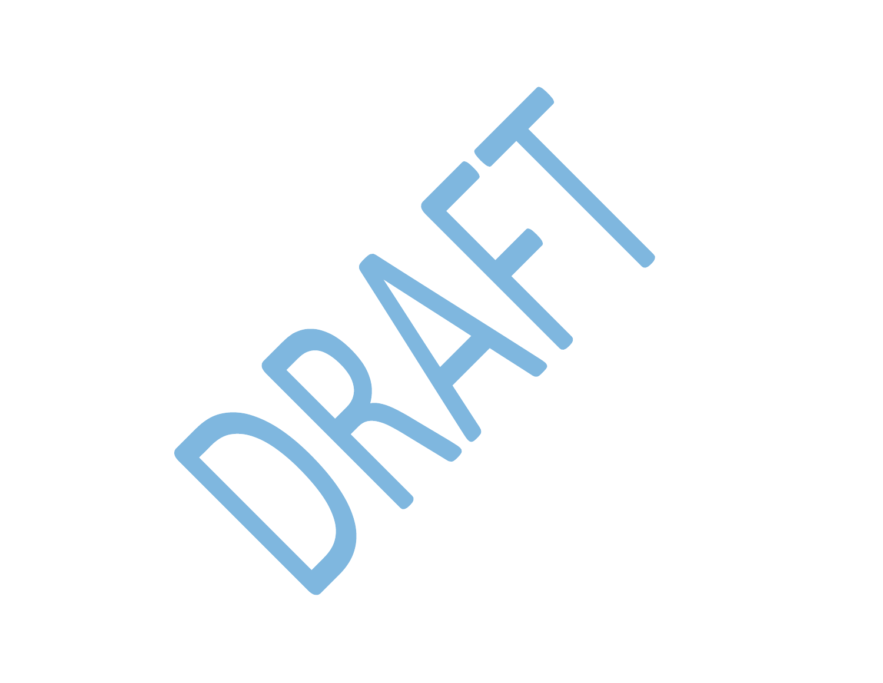DRAFT